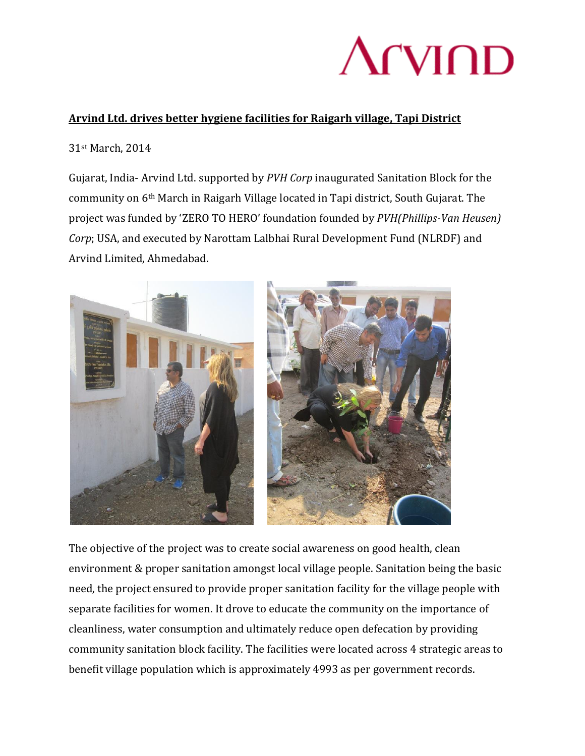# ArvinD

**Arvind Ltd. drives better hygiene facilities for Raigarh village, Tapi District**

31st March, 2014

Gujarat, India- Arvind Ltd. supported by *PVH Corp* inaugurated Sanitation Block for the community on 6th March in Raigarh Village located in Tapi district, South Gujarat. The project was funded by 'ZERO TO HERO' foundation founded by *PVH(Phillips-Van Heusen) Corp*; USA, and executed by Narottam Lalbhai Rural Development Fund (NLRDF) and Arvind Limited, Ahmedabad.

The objective of the project was to create social awareness on good health, clean environment & proper sanitation amongst local village people. Sanitation being the basic need, the project ensured to provide proper sanitation facility for the village people with separate facilities for women. It drove to educate the community on the importance of cleanliness, water consumption and ultimately reduce open defecation by providing community sanitation block facility. The facilities were located across 4 strategic areas to benefit village population which is approximately 4993 as per government records.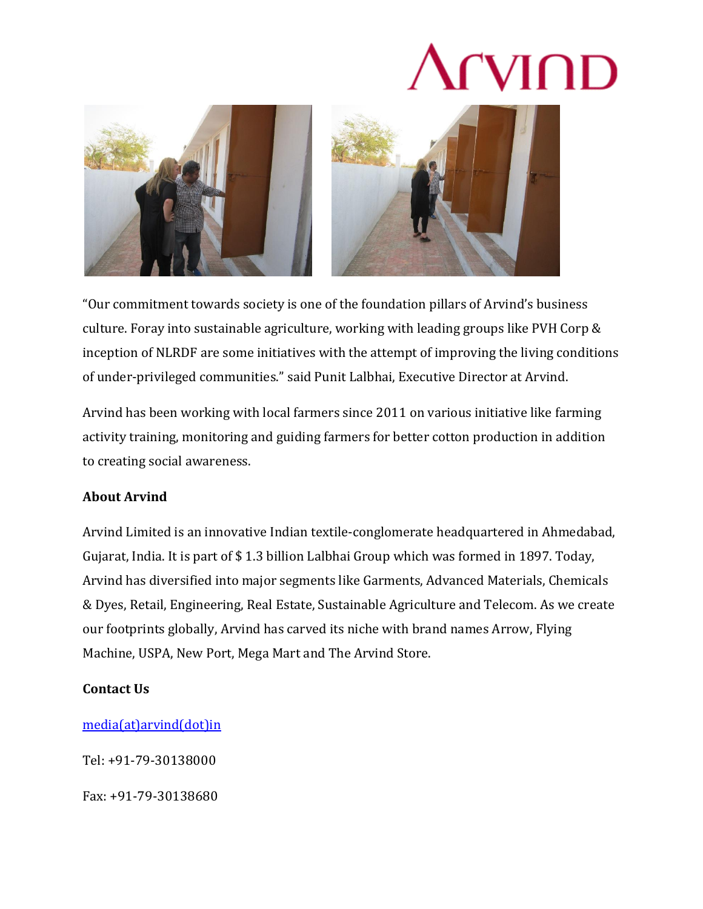“Our commitment towards society is one of the foundation pillars of Arvind’s business culture. Foray into sustainable agriculture, working with leading groups like PVH Corp & inception of NLRDF are some initiatives with the attempt of improving the living conditions of under-privileged communities.” said Punit Lalbhai, Executive Director at Arvind.

Arvind has been working with local farmers since 2011 on various initiative like farming activity training, monitoring and guiding farmers for better cotton production in addition to creating social awareness.

**About Arvind**

Arvind Limited is an innovative Indian textile-conglomerate headquartered in Ahmedabad, Gujarat, India. It is part of $ 1.3 billion Lalbhai Group which was formed in 1897. Today, Arvind has diversified into major segments like Garments, Advanced Materials, Chemicals & Dyes, Retail, Engineering, Real Estate, Sustainable Agriculture and Telecom. As we create our footprints globally, Arvind has carved its niche with brand names Arrow, Flying Machine, USPA, New Port, Mega Mart and The Arvind Store.

**Contact Us**

media(at)arvind(dot)in

Tel: +91-79-30138000

Fax: +91-79-30138680